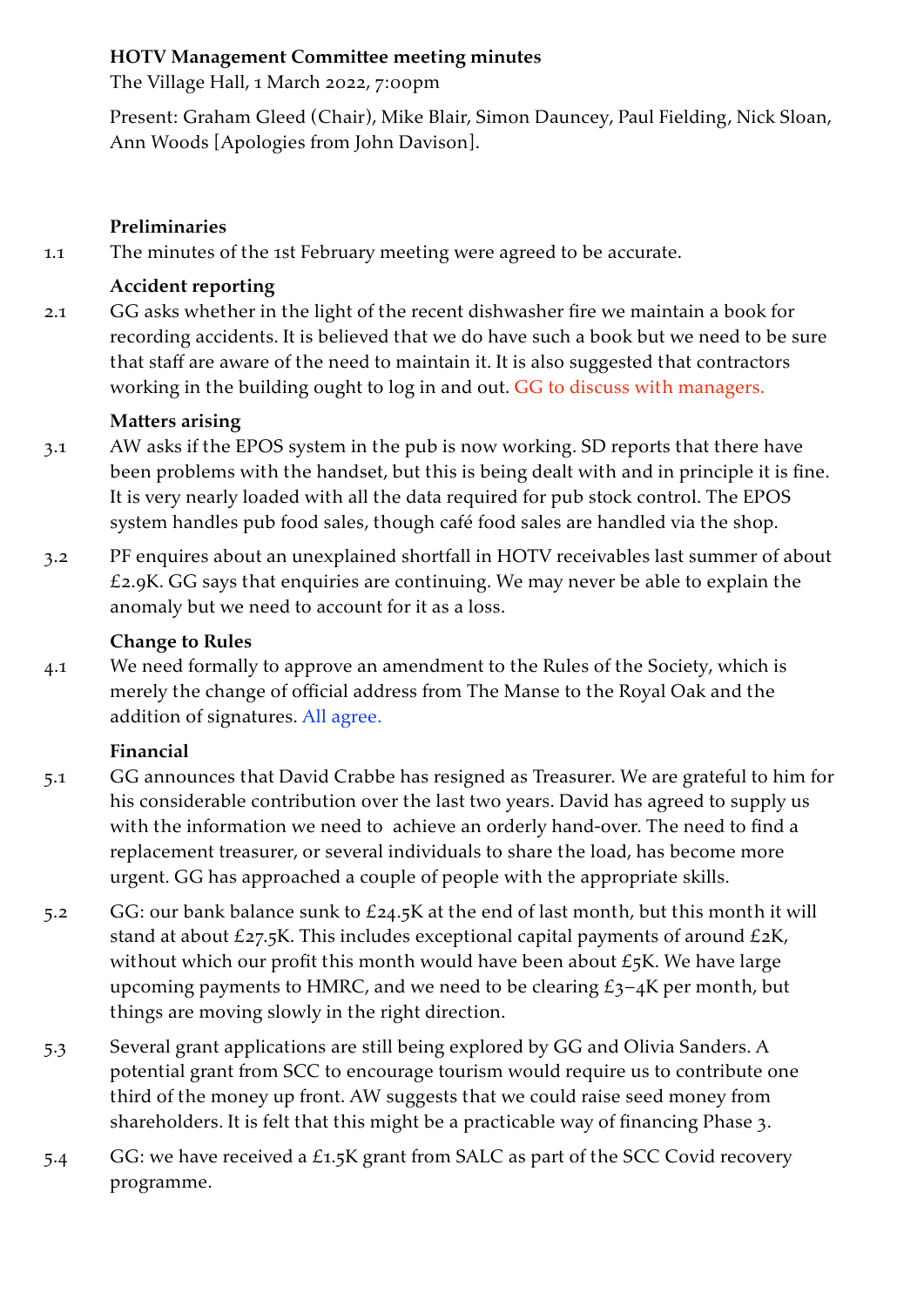**HOTV Management Committee meeting minutes**

The Village Hall, 1 March 2022, 7:00pm

Present: Graham Gleed (Chair), Mike Blair, Simon Dauncey, Paul Fielding, Nick Sloan, Ann Woods [Apologies from John Davison].

**Preliminaries**

1.1 The minutes of the 1st February meeting were agreed to be accurate.

**Accident reporting**

2.1 GG asks whether in the light of the recent dishwasher fire we maintain a book for recording accidents. It is believed that we do have such a book but we need to be sure that staff are aware of the need to maintain it. It is also suggested that contractors working in the building ought to log in and out. GG to discuss with managers.

**Matters arising**

3.1 AW asks if the EPOS system in the pub is now working. SD reports that there have been problems with the handset, but this is being dealt with and in principle it is fine. It is very nearly loaded with all the data required for pub stock control. The EPOS system handles pub food sales, though café food sales are handled via the shop.

3.2 PF enquires about an unexplained shortfall in HOTV receivables last summer of about £2.9K. GG says that enquiries are continuing. We may never be able to explain the anomaly but we need to account for it as a loss.

**Change to Rules**

4.1 We need formally to approve an amendment to the Rules of the Society, which is merely the change of official address from The Manse to the Royal Oak and the addition of signatures. All agree.

**Financial**

5.1 GG announces that David Crabbe has resigned as Treasurer. We are grateful to him for his considerable contribution over the last two years. David has agreed to supply us with the information we need to achieve an orderly hand-over. The need to find a replacement treasurer, or several individuals to share the load, has become more urgent. GG has approached a couple of people with the appropriate skills.

5.2 GG: our bank balance sunk to £24.5K at the end of last month, but this month it will stand at about £27.5K. This includes exceptional capital payments of around £2K, without which our profit this month would have been about £5K. We have large upcoming payments to HMRC, and we need to be clearing £3–4K per month, but things are moving slowly in the right direction.

5.3 Several grant applications are still being explored by GG and Olivia Sanders. A potential grant from SCC to encourage tourism would require us to contribute one third of the money up front. AW suggests that we could raise seed money from shareholders. It is felt that this might be a practicable way of financing Phase 3.

5.4 GG: we have received a £1.5K grant from SALC as part of the SCC Covid recovery programme.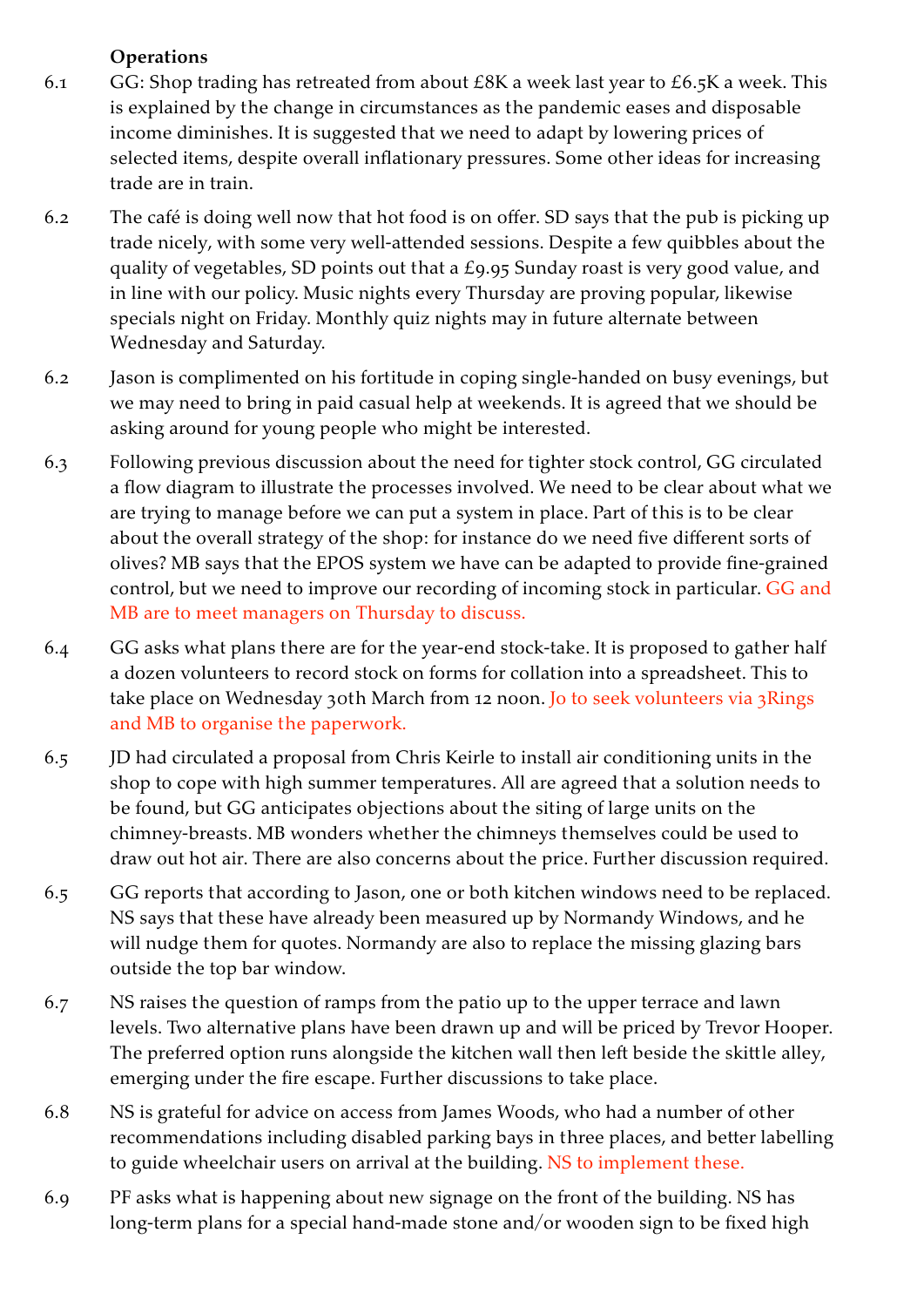**Operations**

6.1 GG: Shop trading has retreated from about £8K a week last year to £6.5K a week. This is explained by the change in circumstances as the pandemic eases and disposable income diminishes. It is suggested that we need to adapt by lowering prices of selected items, despite overall inflationary pressures. Some other ideas for increasing trade are in train.

6.2 The café is doing well now that hot food is on offer. SD says that the pub is picking up trade nicely, with some very well-attended sessions. Despite a few quibbles about the quality of vegetables, SD points out that a £9.95 Sunday roast is very good value, and in line with our policy. Music nights every Thursday are proving popular, likewise specials night on Friday. Monthly quiz nights may in future alternate between Wednesday and Saturday.

6.2 Jason is complimented on his fortitude in coping single-handed on busy evenings, but we may need to bring in paid casual help at weekends. It is agreed that we should be asking around for young people who might be interested.

6.3 Following previous discussion about the need for tighter stock control, GG circulated a flow diagram to illustrate the processes involved. We need to be clear about what we are trying to manage before we can put a system in place. Part of this is to be clear about the overall strategy of the shop: for instance do we need five different sorts of olives? MB says that the EPOS system we have can be adapted to provide fine-grained control, but we need to improve our recording of incoming stock in particular. GG and MB are to meet managers on Thursday to discuss.

6.4 GG asks what plans there are for the year-end stock-take. It is proposed to gather half a dozen volunteers to record stock on forms for collation into a spreadsheet. This to take place on Wednesday 30th March from 12 noon. Jo to seek volunteers via 3Rings and MB to organise the paperwork.

6.5 JD had circulated a proposal from Chris Keirle to install air conditioning units in the shop to cope with high summer temperatures. All are agreed that a solution needs to be found, but GG anticipates objections about the siting of large units on the chimney-breasts. MB wonders whether the chimneys themselves could be used to draw out hot air. There are also concerns about the price. Further discussion required.

6.5 GG reports that according to Jason, one or both kitchen windows need to be replaced. NS says that these have already been measured up by Normandy Windows, and he will nudge them for quotes. Normandy are also to replace the missing glazing bars outside the top bar window.

6.7 NS raises the question of ramps from the patio up to the upper terrace and lawn levels. Two alternative plans have been drawn up and will be priced by Trevor Hooper. The preferred option runs alongside the kitchen wall then left beside the skittle alley, emerging under the fire escape. Further discussions to take place.

6.8 NS is grateful for advice on access from James Woods, who had a number of other recommendations including disabled parking bays in three places, and better labelling to guide wheelchair users on arrival at the building. NS to implement these.

6.9 PF asks what is happening about new signage on the front of the building. NS has long-term plans for a special hand-made stone and/or wooden sign to be fixed high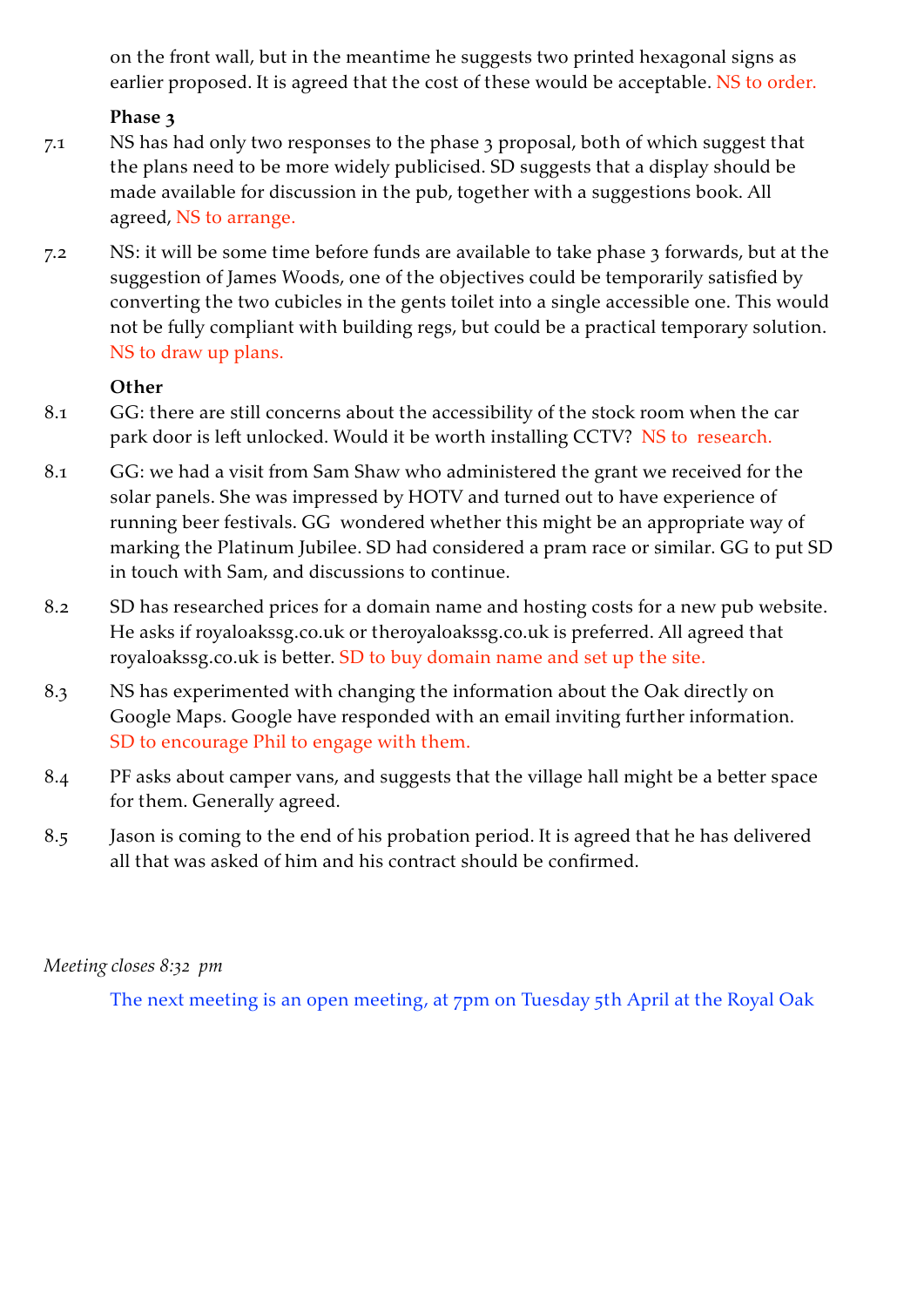on the front wall, but in the meantime he suggests two printed hexagonal signs as earlier proposed. It is agreed that the cost of these would be acceptable. NS to order.

**Phase 3**

7.1 NS has had only two responses to the phase 3 proposal, both of which suggest that the plans need to be more widely publicised. SD suggests that a display should be made available for discussion in the pub, together with a suggestions book. All agreed, NS to arrange.

7.2 NS: it will be some time before funds are available to take phase 3 forwards, but at the suggestion of James Woods, one of the objectives could be temporarily satisfied by converting the two cubicles in the gents toilet into a single accessible one. This would not be fully compliant with building regs, but could be a practical temporary solution. NS to draw up plans.

**Other**

8.1 GG: there are still concerns about the accessibility of the stock room when the car park door is left unlocked. Would it be worth installing CCTV? NS to research.

8.1 GG: we had a visit from Sam Shaw who administered the grant we received for the solar panels. She was impressed by HOTV and turned out to have experience of running beer festivals. GG wondered whether this might be an appropriate way of marking the Platinum Jubilee. SD had considered a pram race or similar. GG to put SD in touch with Sam, and discussions to continue.

8.2 SD has researched prices for a domain name and hosting costs for a new pub website. He asks if royaloakssg.co.uk or theroyaloakssg.co.uk is preferred. All agreed that royaloakssg.co.uk is better. SD to buy domain name and set up the site.

8.3 NS has experimented with changing the information about the Oak directly on Google Maps. Google have responded with an email inviting further information. SD to encourage Phil to engage with them.

8.4 PF asks about camper vans, and suggests that the village hall might be a better space for them. Generally agreed.

8.5 Jason is coming to the end of his probation period. It is agreed that he has delivered all that was asked of him and his contract should be confirmed.

*Meeting closes 8:32 pm*

The next meeting is an open meeting, at 7pm on Tuesday 5th April at the Royal Oak